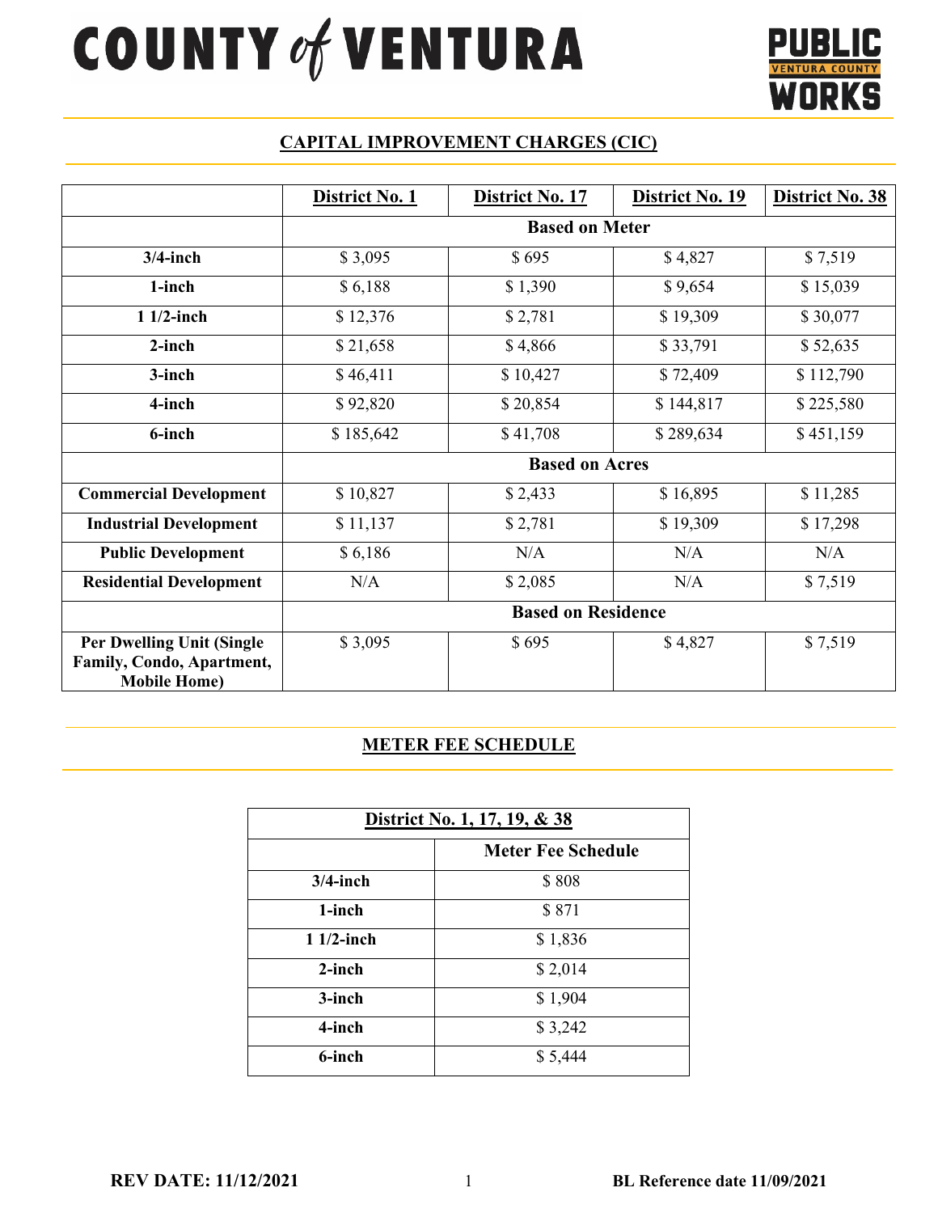# COUNTY of VENTURA

PUBLIC WORKS — VENTURA COUNTY

## CAPITAL IMPROVEMENT CHARGES (CIC)

| | District No. 1 | District No. 17 | District No. 19 | District No. 38 |
|---|---|---|---|---|
| | **Based on Meter** | | | |
| **3/4-inch** | $ 3,095 | $ 695 | $ 4,827 | $ 7,519 |
| **1-inch** | $ 6,188 | $ 1,390 | $ 9,654 | $ 15,039 |
| **1 1/2-inch** | $ 12,376 | $ 2,781 | $ 19,309 | $ 30,077 |
| **2-inch** | $ 21,658 | $ 4,866 | $ 33,791 | $ 52,635 |
| **3-inch** | $ 46,411 | $ 10,427 | $ 72,409 | $ 112,790 |
| **4-inch** | $ 92,820 | $ 20,854 | $ 144,817 | $ 225,580 |
| **6-inch** | $ 185,642 | $ 41,708 | $ 289,634 | $ 451,159 |
| | **Based on Acres** | | | |
| **Commercial Development** | $ 10,827 | $ 2,433 | $ 16,895 | $ 11,285 |
| **Industrial Development** | $ 11,137 | $ 2,781 | $ 19,309 | $ 17,298 |
| **Public Development** | $ 6,186 | N/A | N/A | N/A |
| **Residential Development** | N/A | $ 2,085 | N/A | $ 7,519 |
| | **Based on Residence** | | | |
| **Per Dwelling Unit (Single Family, Condo, Apartment, Mobile Home)** | $ 3,095 | $ 695 | $ 4,827 | $ 7,519 |

## METER FEE SCHEDULE

| District No. 1, 17, 19, & 38 | |
|---|---|
| | **Meter Fee Schedule** |
| **3/4-inch** | $ 808 |
| **1-inch** | $ 871 |
| **1 1/2-inch** | $ 1,836 |
| **2-inch** | $ 2,014 |
| **3-inch** | $ 1,904 |
| **4-inch** | $ 3,242 |
| **6-inch** | $ 5,444 |

**REV DATE: 11/12/2021** **BL Reference date 11/09/2021**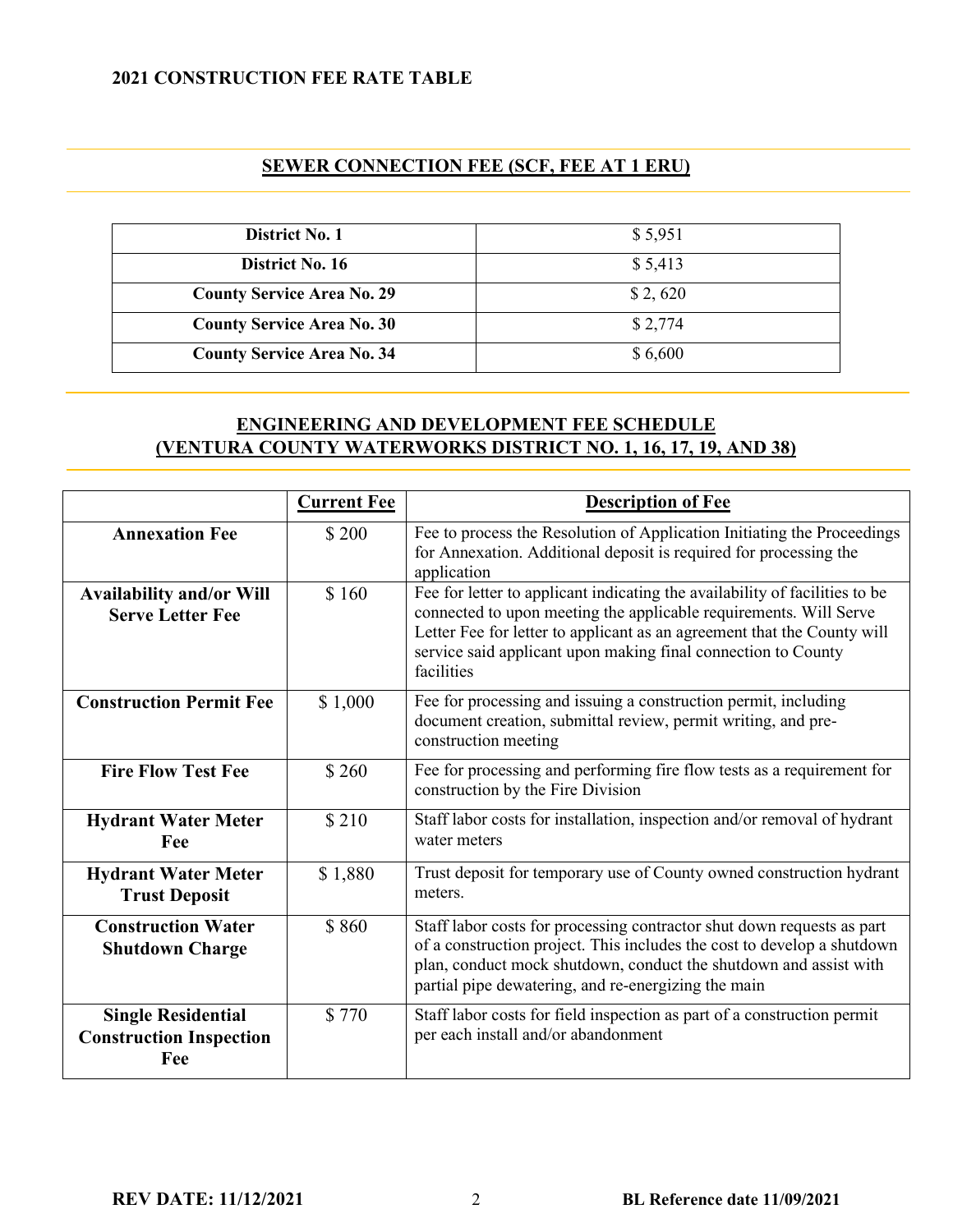## 2021 CONSTRUCTION FEE RATE TABLE

### SEWER CONNECTION FEE (SCF, FEE AT 1 ERU)

| | |
|---|---|
| **District No. 1** | $ 5,951 |
| **District No. 16** | $ 5,413 |
| **County Service Area No. 29** | $ 2, 620 |
| **County Service Area No. 30** | $ 2,774 |
| **County Service Area No. 34** | $ 6,600 |

### ENGINEERING AND DEVELOPMENT FEE SCHEDULE (VENTURA COUNTY WATERWORKS DISTRICT NO. 1, 16, 17, 19, AND 38)

| | **Current Fee** | **Description of Fee** |
|---|---|---|
| **Annexation Fee** | $ 200 | Fee to process the Resolution of Application Initiating the Proceedings for Annexation. Additional deposit is required for processing the application |
| **Availability and/or Will Serve Letter Fee** | $ 160 | Fee for letter to applicant indicating the availability of facilities to be connected to upon meeting the applicable requirements. Will Serve Letter Fee for letter to applicant as an agreement that the County will service said applicant upon making final connection to County facilities |
| **Construction Permit Fee** | $ 1,000 | Fee for processing and issuing a construction permit, including document creation, submittal review, permit writing, and pre-construction meeting |
| **Fire Flow Test Fee** | $ 260 | Fee for processing and performing fire flow tests as a requirement for construction by the Fire Division |
| **Hydrant Water Meter Fee** | $ 210 | Staff labor costs for installation, inspection and/or removal of hydrant water meters |
| **Hydrant Water Meter Trust Deposit** | $ 1,880 | Trust deposit for temporary use of County owned construction hydrant meters. |
| **Construction Water Shutdown Charge** | $ 860 | Staff labor costs for processing contractor shut down requests as part of a construction project. This includes the cost to develop a shutdown plan, conduct mock shutdown, conduct the shutdown and assist with partial pipe dewatering, and re-energizing the main |
| **Single Residential Construction Inspection Fee** | $ 770 | Staff labor costs for field inspection as part of a construction permit per each install and/or abandonment |

**REV DATE: 11/12/2021** **BL Reference date 11/09/2021**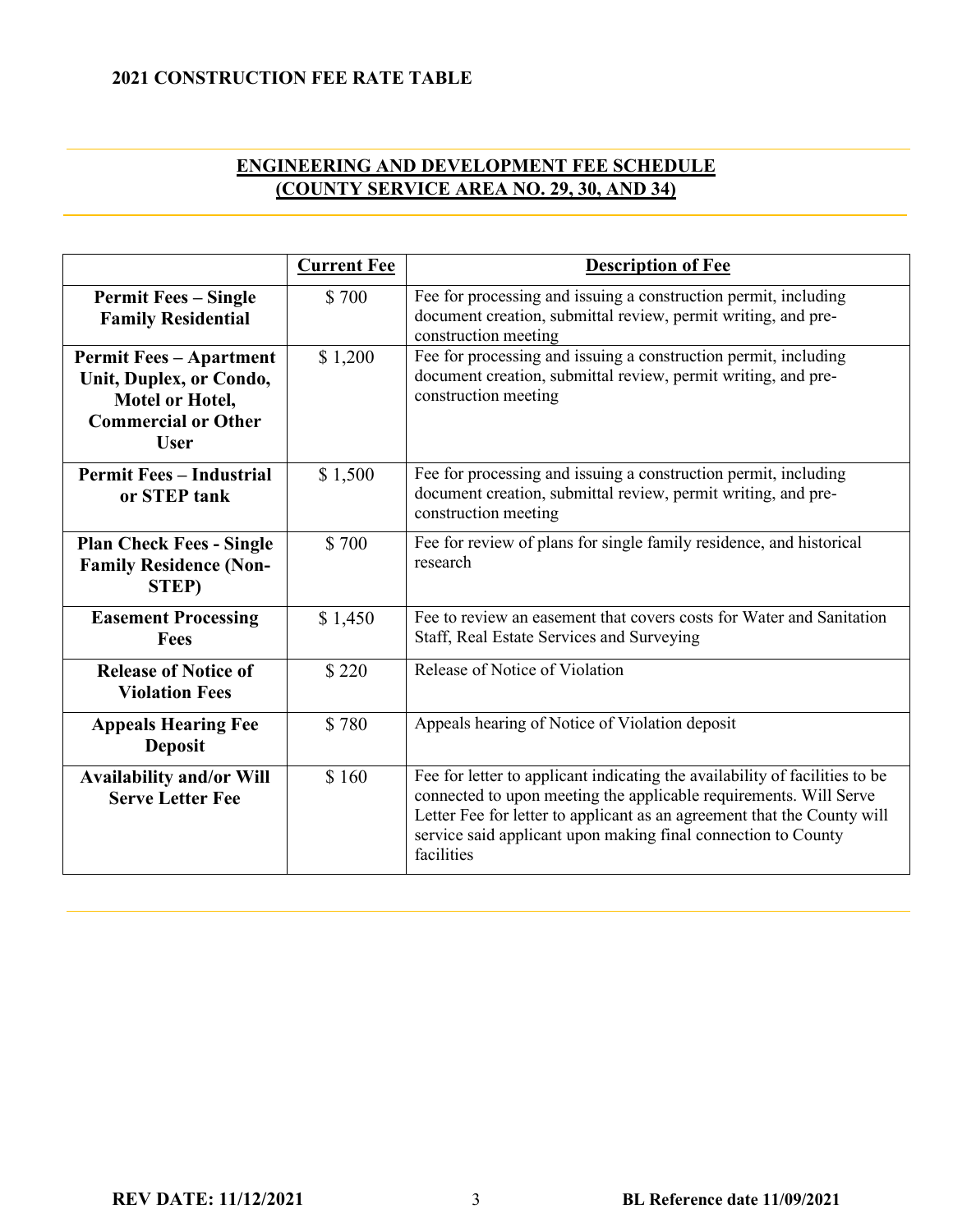**2021 CONSTRUCTION FEE RATE TABLE**

## ENGINEERING AND DEVELOPMENT FEE SCHEDULE (COUNTY SERVICE AREA NO. 29, 30, AND 34)

| | Current Fee | Description of Fee |
|---|---|---|
| **Permit Fees – Single Family Residential** | $ 700 | Fee for processing and issuing a construction permit, including document creation, submittal review, permit writing, and pre-construction meeting |
| **Permit Fees – Apartment Unit, Duplex, or Condo, Motel or Hotel, Commercial or Other User** | $ 1,200 | Fee for processing and issuing a construction permit, including document creation, submittal review, permit writing, and pre-construction meeting |
| **Permit Fees – Industrial or STEP tank** | $ 1,500 | Fee for processing and issuing a construction permit, including document creation, submittal review, permit writing, and pre-construction meeting |
| **Plan Check Fees - Single Family Residence (Non-STEP)** | $ 700 | Fee for review of plans for single family residence, and historical research |
| **Easement Processing Fees** | $ 1,450 | Fee to review an easement that covers costs for Water and Sanitation Staff, Real Estate Services and Surveying |
| **Release of Notice of Violation Fees** | $ 220 | Release of Notice of Violation |
| **Appeals Hearing Fee Deposit** | $ 780 | Appeals hearing of Notice of Violation deposit |
| **Availability and/or Will Serve Letter Fee** | $ 160 | Fee for letter to applicant indicating the availability of facilities to be connected to upon meeting the applicable requirements. Will Serve Letter Fee for letter to applicant as an agreement that the County will service said applicant upon making final connection to County facilities |

**REV DATE: 11/12/2021** **BL Reference date 11/09/2021**